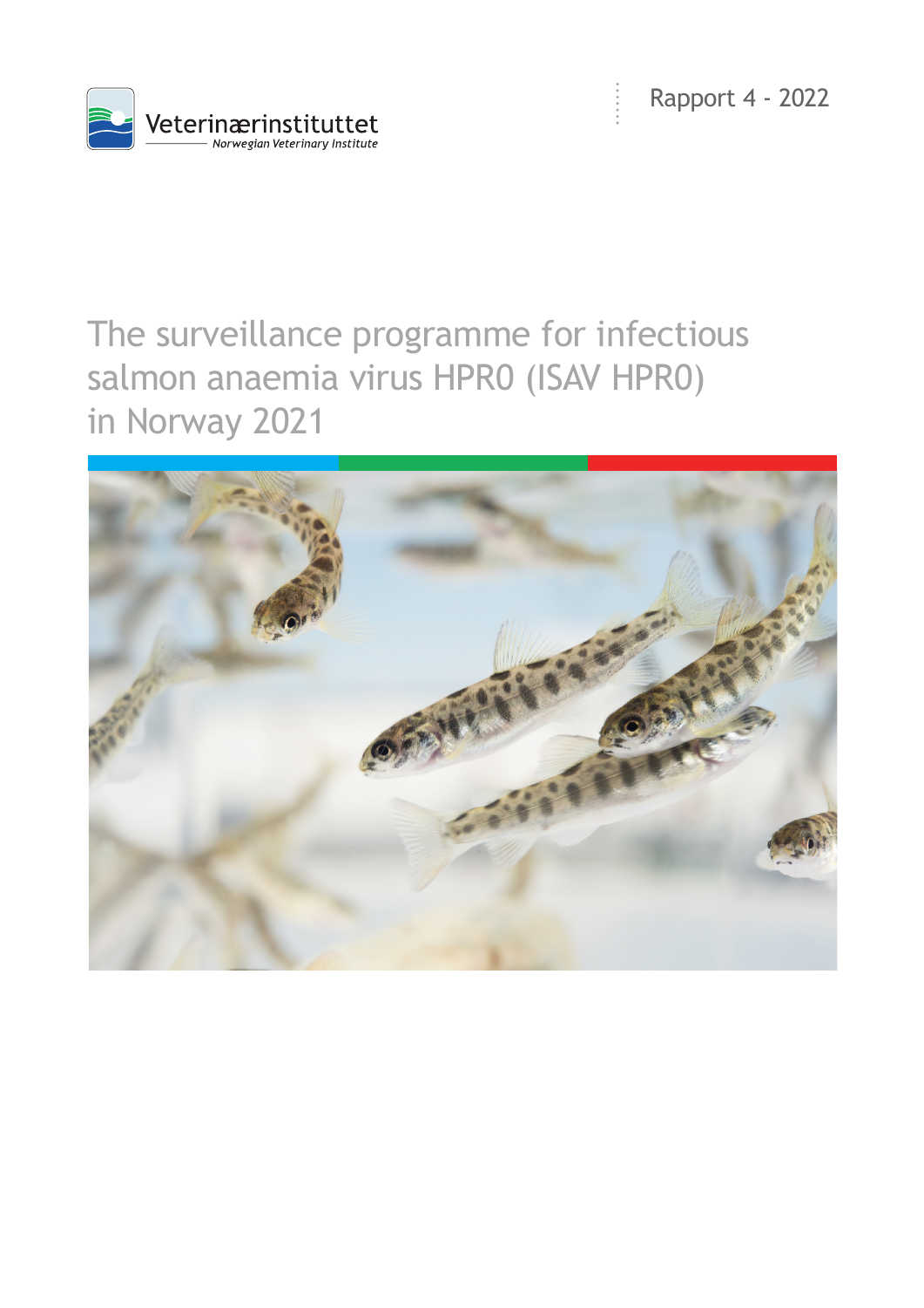Veterinærinstituttet
Norwegian Veterinary Institute

Rapport 4 - 2022

# The surveillance programme for infectious salmon anaemia virus HPR0 (ISAV HPR0) in Norway 2021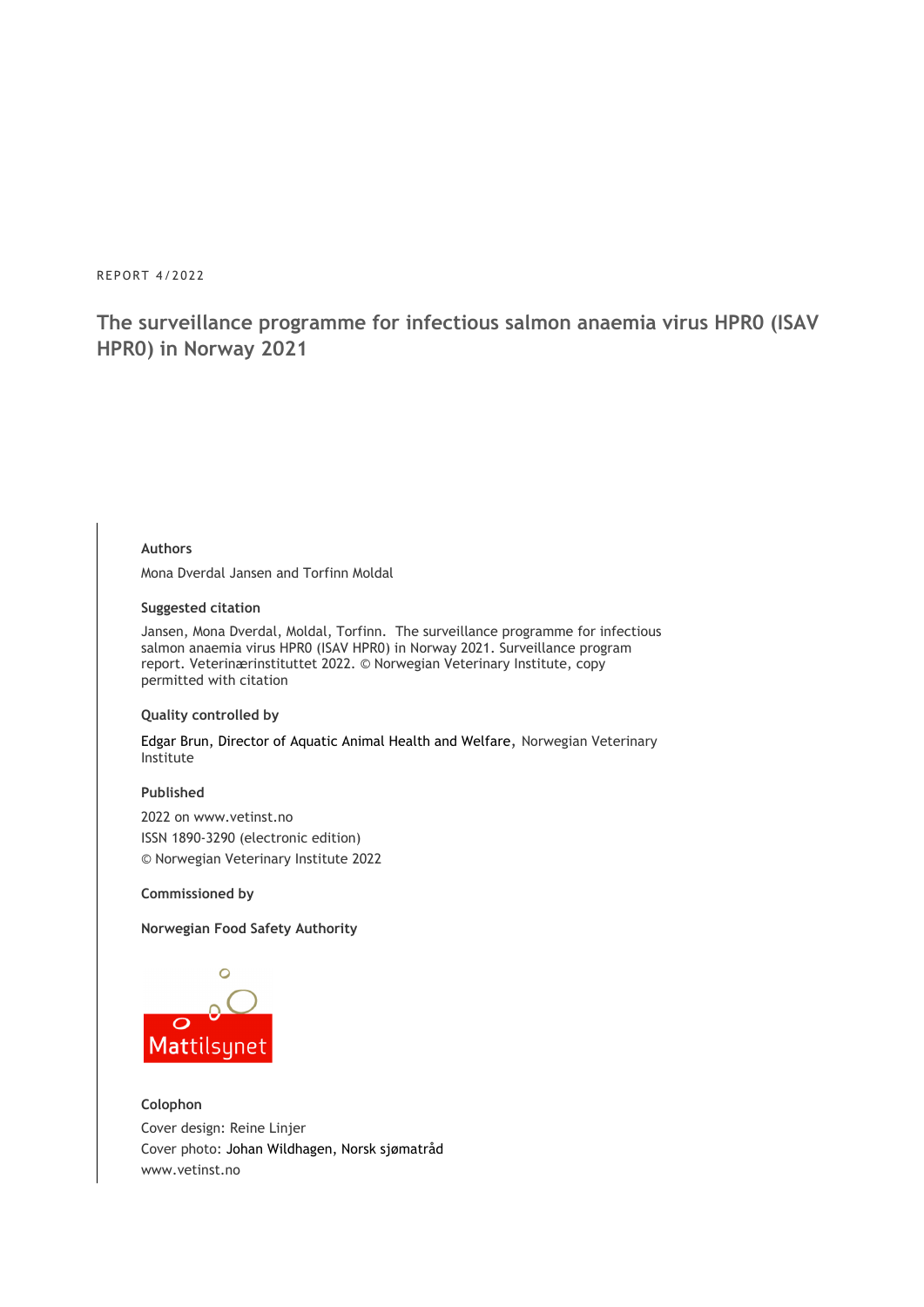REPORT 4/2022

# The surveillance programme for infectious salmon anaemia virus HPR0 (ISAV HPR0) in Norway 2021

**Authors**

Mona Dverdal Jansen and Torfinn Moldal

**Suggested citation**

Jansen, Mona Dverdal, Moldal, Torfinn. The surveillance programme for infectious salmon anaemia virus HPR0 (ISAV HPR0) in Norway 2021. Surveillance program report. Veterinærinstituttet 2022. © Norwegian Veterinary Institute, copy permitted with citation

**Quality controlled by**

Edgar Brun, Director of Aquatic Animal Health and Welfare, Norwegian Veterinary Institute

**Published**

2022 on www.vetinst.no
ISSN 1890-3290 (electronic edition)
© Norwegian Veterinary Institute 2022

**Commissioned by**

**Norwegian Food Safety Authority**

Mattilsynet

**Colophon**

Cover design: Reine Linjer
Cover photo: Johan Wildhagen, Norsk sjømatråd
www.vetinst.no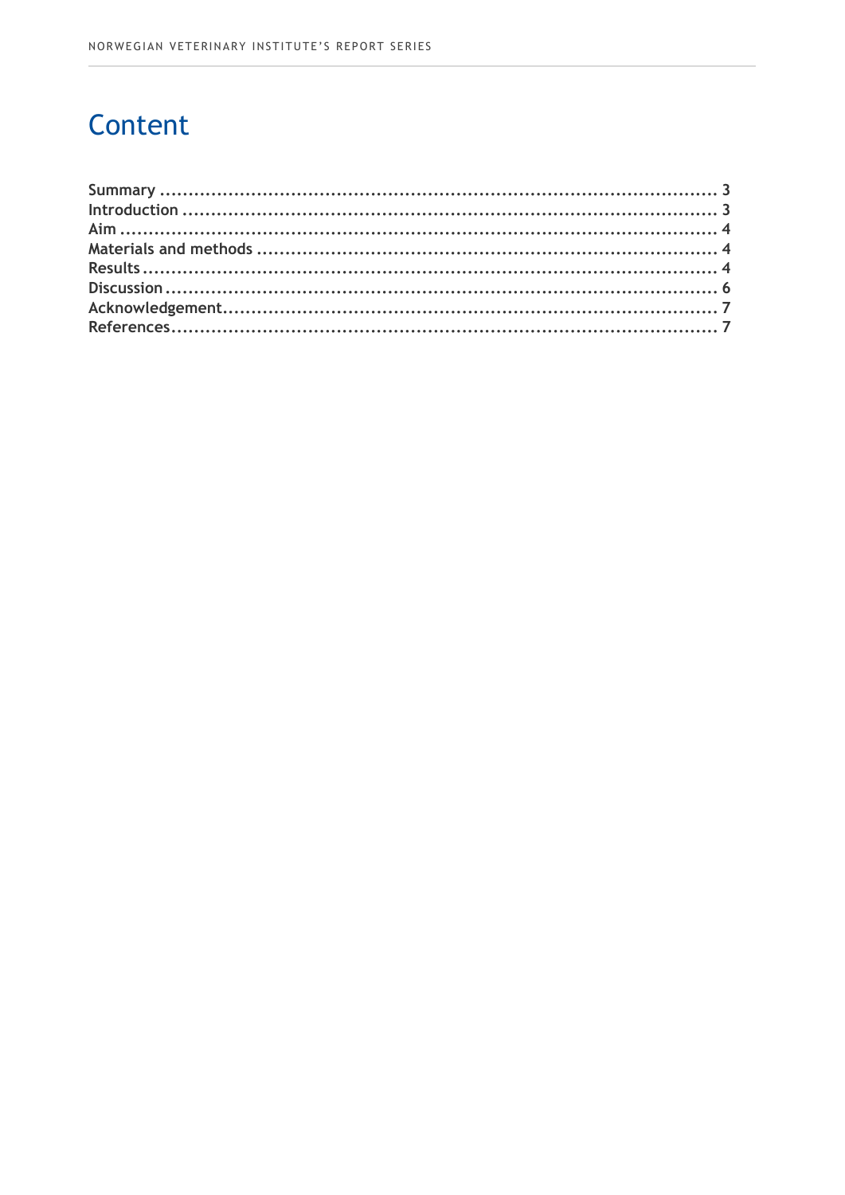# Content

**Summary ........................................................................................... 3**
**Introduction ...................................................................................... 3**
**Aim ................................................................................................ 4**
**Materials and methods ......................................................................... 4**
**Results ............................................................................................ 4**
**Discussion ........................................................................................ 6**
**Acknowledgement............................................................................... 7**
**References......................................................................................... 7**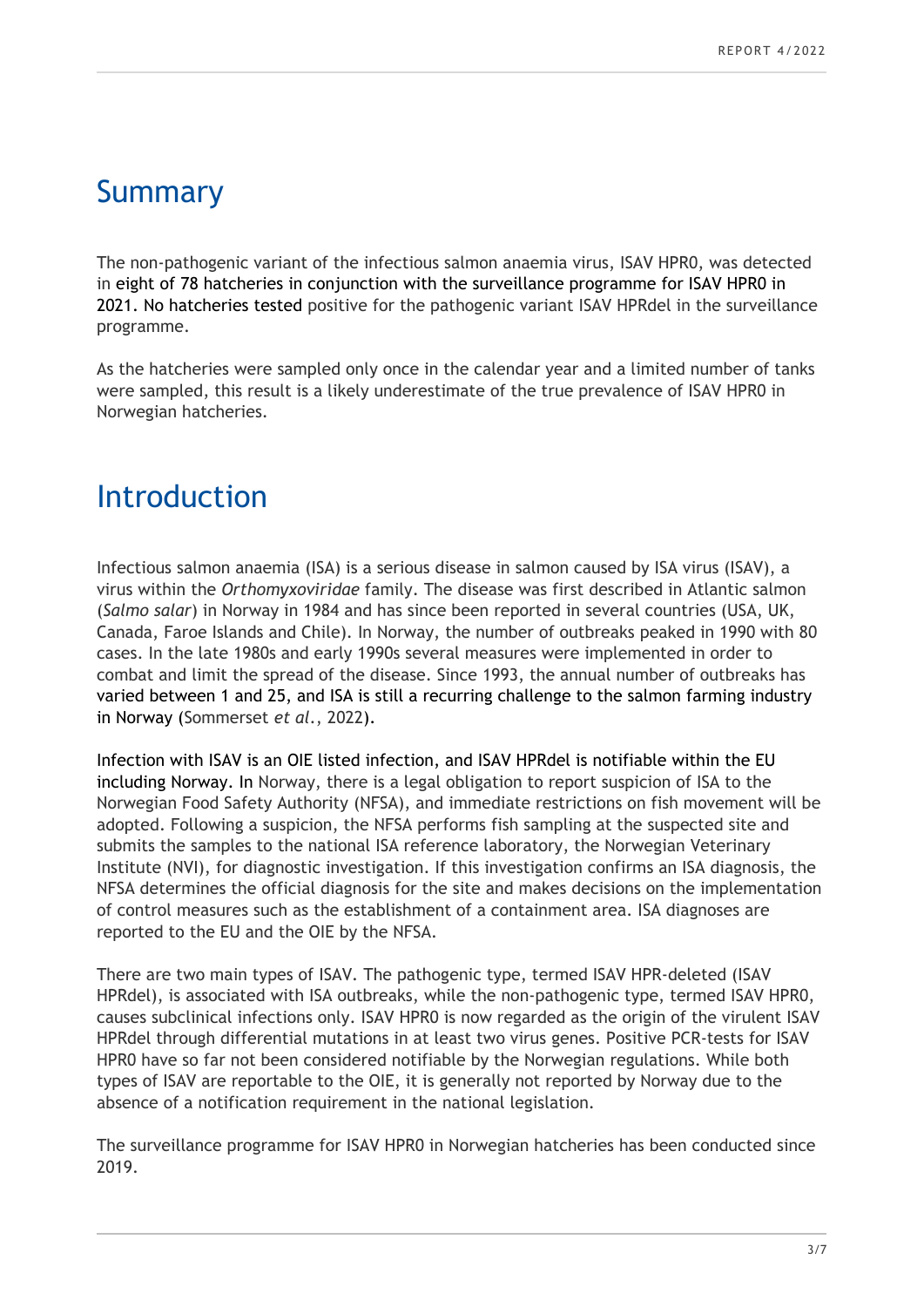# Summary

The non-pathogenic variant of the infectious salmon anaemia virus, ISAV HPR0, was detected in eight of 78 hatcheries in conjunction with the surveillance programme for ISAV HPR0 in 2021. No hatcheries tested positive for the pathogenic variant ISAV HPRdel in the surveillance programme.

As the hatcheries were sampled only once in the calendar year and a limited number of tanks were sampled, this result is a likely underestimate of the true prevalence of ISAV HPR0 in Norwegian hatcheries.

# Introduction

Infectious salmon anaemia (ISA) is a serious disease in salmon caused by ISA virus (ISAV), a virus within the *Orthomyxoviridae* family. The disease was first described in Atlantic salmon (*Salmo salar*) in Norway in 1984 and has since been reported in several countries (USA, UK, Canada, Faroe Islands and Chile). In Norway, the number of outbreaks peaked in 1990 with 80 cases. In the late 1980s and early 1990s several measures were implemented in order to combat and limit the spread of the disease. Since 1993, the annual number of outbreaks has varied between 1 and 25, and ISA is still a recurring challenge to the salmon farming industry in Norway (Sommerset *et al*., 2022).

Infection with ISAV is an OIE listed infection, and ISAV HPRdel is notifiable within the EU including Norway. In Norway, there is a legal obligation to report suspicion of ISA to the Norwegian Food Safety Authority (NFSA), and immediate restrictions on fish movement will be adopted. Following a suspicion, the NFSA performs fish sampling at the suspected site and submits the samples to the national ISA reference laboratory, the Norwegian Veterinary Institute (NVI), for diagnostic investigation. If this investigation confirms an ISA diagnosis, the NFSA determines the official diagnosis for the site and makes decisions on the implementation of control measures such as the establishment of a containment area. ISA diagnoses are reported to the EU and the OIE by the NFSA.

There are two main types of ISAV. The pathogenic type, termed ISAV HPR-deleted (ISAV HPRdel), is associated with ISA outbreaks, while the non-pathogenic type, termed ISAV HPR0, causes subclinical infections only. ISAV HPR0 is now regarded as the origin of the virulent ISAV HPRdel through differential mutations in at least two virus genes. Positive PCR-tests for ISAV HPR0 have so far not been considered notifiable by the Norwegian regulations. While both types of ISAV are reportable to the OIE, it is generally not reported by Norway due to the absence of a notification requirement in the national legislation.

The surveillance programme for ISAV HPR0 in Norwegian hatcheries has been conducted since 2019.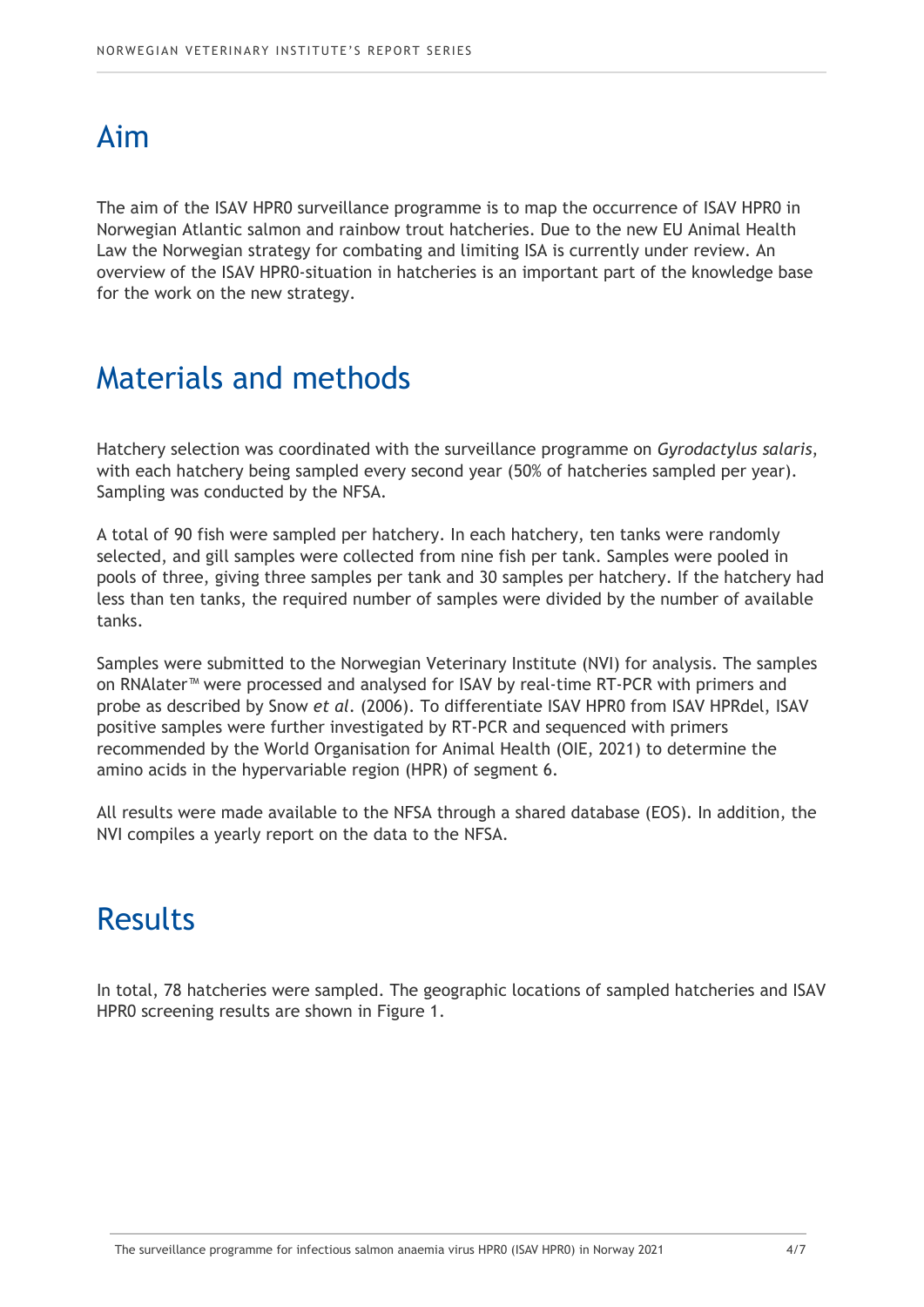# Aim

The aim of the ISAV HPR0 surveillance programme is to map the occurrence of ISAV HPR0 in Norwegian Atlantic salmon and rainbow trout hatcheries. Due to the new EU Animal Health Law the Norwegian strategy for combating and limiting ISA is currently under review. An overview of the ISAV HPR0-situation in hatcheries is an important part of the knowledge base for the work on the new strategy.

# Materials and methods

Hatchery selection was coordinated with the surveillance programme on *Gyrodactylus salaris*, with each hatchery being sampled every second year (50% of hatcheries sampled per year). Sampling was conducted by the NFSA.

A total of 90 fish were sampled per hatchery. In each hatchery, ten tanks were randomly selected, and gill samples were collected from nine fish per tank. Samples were pooled in pools of three, giving three samples per tank and 30 samples per hatchery. If the hatchery had less than ten tanks, the required number of samples were divided by the number of available tanks.

Samples were submitted to the Norwegian Veterinary Institute (NVI) for analysis. The samples on RNAlater™ were processed and analysed for ISAV by real-time RT-PCR with primers and probe as described by Snow *et al*. (2006). To differentiate ISAV HPR0 from ISAV HPRdel, ISAV positive samples were further investigated by RT-PCR and sequenced with primers recommended by the World Organisation for Animal Health (OIE, 2021) to determine the amino acids in the hypervariable region (HPR) of segment 6.

All results were made available to the NFSA through a shared database (EOS). In addition, the NVI compiles a yearly report on the data to the NFSA.

# Results

In total, 78 hatcheries were sampled. The geographic locations of sampled hatcheries and ISAV HPR0 screening results are shown in Figure 1.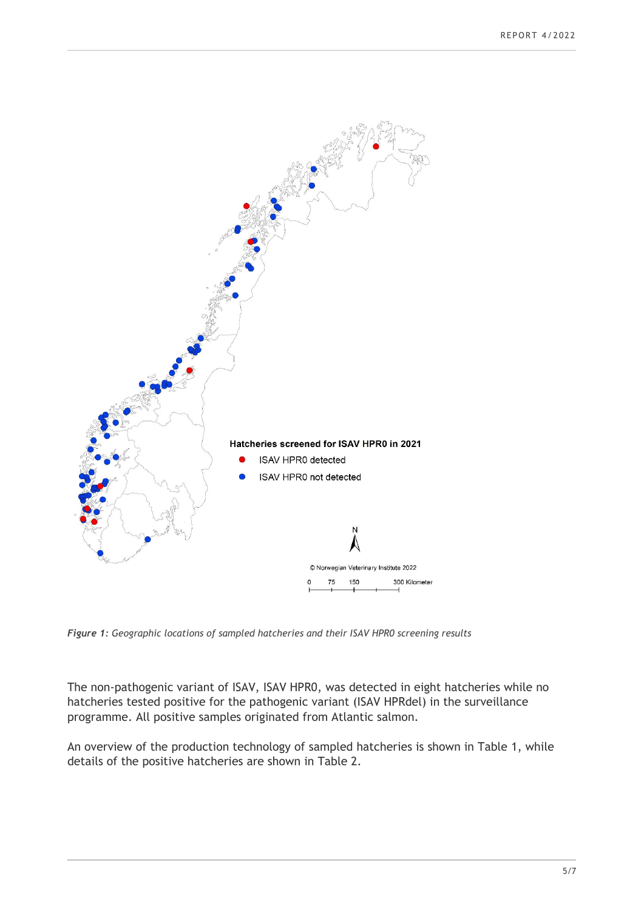Hatcheries screened for ISAV HPR0 in 2021

ISAV HPR0 detected

ISAV HPR0 not detected

N

© Norwegian Veterinary Institute 2022

0 75 150 300 Kilometer

*Figure 1: Geographic locations of sampled hatcheries and their ISAV HPR0 screening results*

The non-pathogenic variant of ISAV, ISAV HPR0, was detected in eight hatcheries while no hatcheries tested positive for the pathogenic variant (ISAV HPRdel) in the surveillance programme. All positive samples originated from Atlantic salmon.

An overview of the production technology of sampled hatcheries is shown in Table 1, while details of the positive hatcheries are shown in Table 2.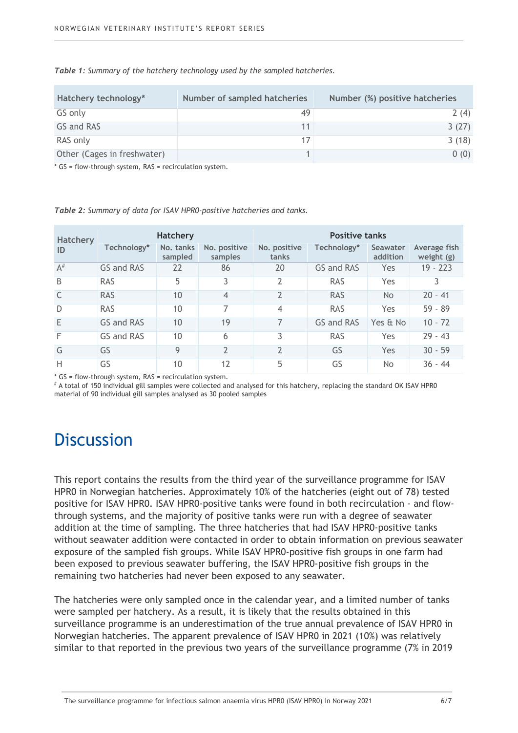*Table 1: Summary of the hatchery technology used by the sampled hatcheries.*

| Hatchery technology* | Number of sampled hatcheries | Number (%) positive hatcheries |
|---|---|---|
| GS only | 49 | 2 (4) |
| GS and RAS | 11 | 3 (27) |
| RAS only | 17 | 3 (18) |
| Other (Cages in freshwater) | 1 | 0 (0) |

\* GS = flow-through system, RAS = recirculation system.

*Table 2: Summary of data for ISAV HPR0-positive hatcheries and tanks.*

| Hatchery ID | Hatchery | | | Positive tanks | | | |
|---|---|---|---|---|---|---|---|
| | Technology* | No. tanks sampled | No. positive samples | No. positive tanks | Technology* | Seawater addition | Average fish weight (g) |
| A[#] | GS and RAS | 22 | 86 | 20 | GS and RAS | Yes | 19 - 223 |
| B | RAS | 5 | 3 | 2 | RAS | Yes | 3 |
| C | RAS | 10 | 4 | 2 | RAS | No | 20 - 41 |
| D | RAS | 10 | 7 | 4 | RAS | Yes | 59 - 89 |
| E | GS and RAS | 10 | 19 | 7 | GS and RAS | Yes & No | 10 - 72 |
| F | GS and RAS | 10 | 6 | 3 | RAS | Yes | 29 - 43 |
| G | GS | 9 | 2 | 2 | GS | Yes | 30 - 59 |
| H | GS | 10 | 12 | 5 | GS | No | 36 - 44 |

\* GS = flow-through system, RAS = recirculation system.

[#] A total of 150 individual gill samples were collected and analysed for this hatchery, replacing the standard OK ISAV HPR0 material of 90 individual gill samples analysed as 30 pooled samples

# Discussion

This report contains the results from the third year of the surveillance programme for ISAV HPR0 in Norwegian hatcheries. Approximately 10% of the hatcheries (eight out of 78) tested positive for ISAV HPR0. ISAV HPR0-positive tanks were found in both recirculation - and flow-through systems, and the majority of positive tanks were run with a degree of seawater addition at the time of sampling. The three hatcheries that had ISAV HPR0-positive tanks without seawater addition were contacted in order to obtain information on previous seawater exposure of the sampled fish groups. While ISAV HPR0-positive fish groups in one farm had been exposed to previous seawater buffering, the ISAV HPR0-positive fish groups in the remaining two hatcheries had never been exposed to any seawater.

The hatcheries were only sampled once in the calendar year, and a limited number of tanks were sampled per hatchery. As a result, it is likely that the results obtained in this surveillance programme is an underestimation of the true annual prevalence of ISAV HPR0 in Norwegian hatcheries. The apparent prevalence of ISAV HPR0 in 2021 (10%) was relatively similar to that reported in the previous two years of the surveillance programme (7% in 2019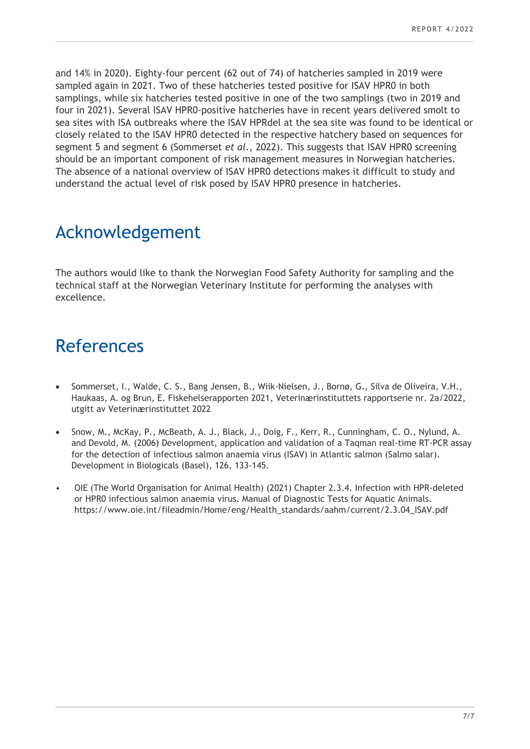and 14% in 2020). Eighty-four percent (62 out of 74) of hatcheries sampled in 2019 were sampled again in 2021. Two of these hatcheries tested positive for ISAV HPR0 in both samplings, while six hatcheries tested positive in one of the two samplings (two in 2019 and four in 2021). Several ISAV HPR0-positive hatcheries have in recent years delivered smolt to sea sites with ISA outbreaks where the ISAV HPRdel at the sea site was found to be identical or closely related to the ISAV HPR0 detected in the respective hatchery based on sequences for segment 5 and segment 6 (Sommerset *et al.*, 2022). This suggests that ISAV HPR0 screening should be an important component of risk management measures in Norwegian hatcheries. The absence of a national overview of ISAV HPR0 detections makes it difficult to study and understand the actual level of risk posed by ISAV HPR0 presence in hatcheries.

# Acknowledgement

The authors would like to thank the Norwegian Food Safety Authority for sampling and the technical staff at the Norwegian Veterinary Institute for performing the analyses with excellence.

# References

- Sommerset, I., Walde, C. S., Bang Jensen, B., Wiik-Nielsen, J., Bornø, G., Silva de Oliveira, V.H., Haukaas, A. og Brun, E. Fiskehelserapporten 2021, Veterinærinstituttets rapportserie nr. 2a/2022, utgitt av Veterinærinstituttet 2022
- Snow, M., McKay, P., McBeath, A. J., Black, J., Doig, F., Kerr, R., Cunningham, C. O., Nylund, A. and Devold, M. (2006) Development, application and validation of a Taqman real-time RT-PCR assay for the detection of infectious salmon anaemia virus (ISAV) in Atlantic salmon (Salmo salar). Development in Biologicals (Basel), 126, 133-145.
- OIE (The World Organisation for Animal Health) (2021) Chapter 2.3.4. Infection with HPR-deleted or HPR0 infectious salmon anaemia virus. Manual of Diagnostic Tests for Aquatic Animals. https://www.oie.int/fileadmin/Home/eng/Health_standards/aahm/current/2.3.04_ISAV.pdf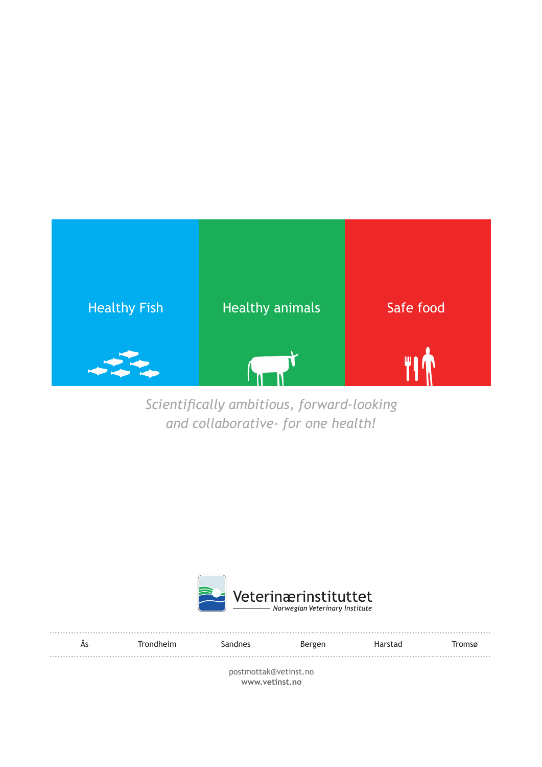Healthy Fish

Healthy animals

Safe food

*Scientifically ambitious, forward-looking and collaborative- for one health!*

Veterinærinstituttet

*Norwegian Veterinary Institute*

| | | | | | |
|---|---|---|---|---|---|
| Ås | Trondheim | Sandnes | Bergen | Harstad | Tromsø |

postmottak@vetinst.no

**www.vetinst.no**